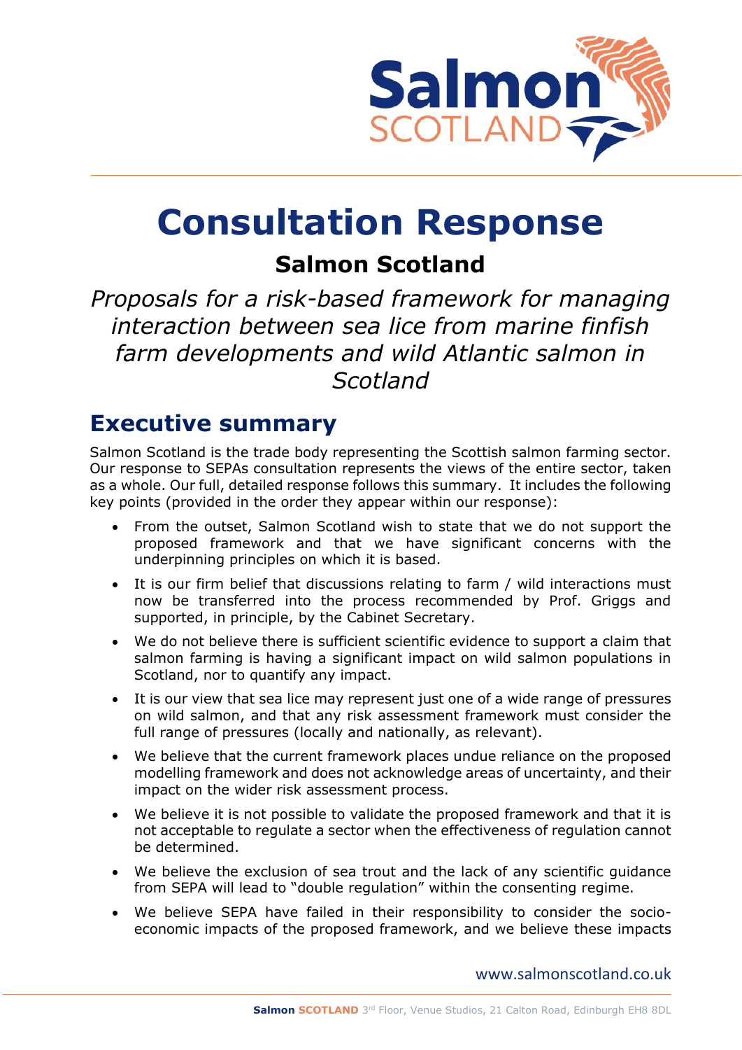# Consultation Response

## Salmon Scotland

*Proposals for a risk-based framework for managing interaction between sea lice from marine finfish farm developments and wild Atlantic salmon in Scotland*

## Executive summary

Salmon Scotland is the trade body representing the Scottish salmon farming sector. Our response to SEPAs consultation represents the views of the entire sector, taken as a whole. Our full, detailed response follows this summary. It includes the following key points (provided in the order they appear within our response):

- From the outset, Salmon Scotland wish to state that we do not support the proposed framework and that we have significant concerns with the underpinning principles on which it is based.
- It is our firm belief that discussions relating to farm / wild interactions must now be transferred into the process recommended by Prof. Griggs and supported, in principle, by the Cabinet Secretary.
- We do not believe there is sufficient scientific evidence to support a claim that salmon farming is having a significant impact on wild salmon populations in Scotland, nor to quantify any impact.
- It is our view that sea lice may represent just one of a wide range of pressures on wild salmon, and that any risk assessment framework must consider the full range of pressures (locally and nationally, as relevant).
- We believe that the current framework places undue reliance on the proposed modelling framework and does not acknowledge areas of uncertainty, and their impact on the wider risk assessment process.
- We believe it is not possible to validate the proposed framework and that it is not acceptable to regulate a sector when the effectiveness of regulation cannot be determined.
- We believe the exclusion of sea trout and the lack of any scientific guidance from SEPA will lead to "double regulation" within the consenting regime.
- We believe SEPA have failed in their responsibility to consider the socio-economic impacts of the proposed framework, and we believe these impacts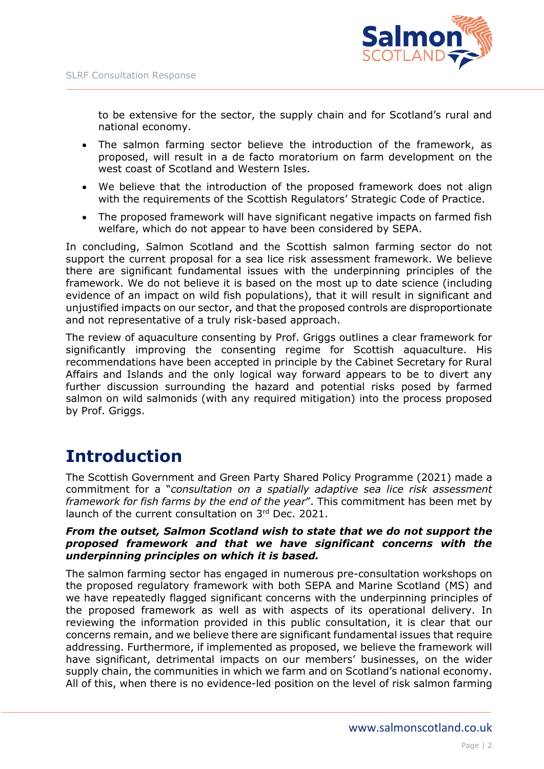to be extensive for the sector, the supply chain and for Scotland's rural and national economy.

- The salmon farming sector believe the introduction of the framework, as proposed, will result in a de facto moratorium on farm development on the west coast of Scotland and Western Isles.
- We believe that the introduction of the proposed framework does not align with the requirements of the Scottish Regulators' Strategic Code of Practice.
- The proposed framework will have significant negative impacts on farmed fish welfare, which do not appear to have been considered by SEPA.

In concluding, Salmon Scotland and the Scottish salmon farming sector do not support the current proposal for a sea lice risk assessment framework. We believe there are significant fundamental issues with the underpinning principles of the framework. We do not believe it is based on the most up to date science (including evidence of an impact on wild fish populations), that it will result in significant and unjustified impacts on our sector, and that the proposed controls are disproportionate and not representative of a truly risk-based approach.

The review of aquaculture consenting by Prof. Griggs outlines a clear framework for significantly improving the consenting regime for Scottish aquaculture. His recommendations have been accepted in principle by the Cabinet Secretary for Rural Affairs and Islands and the only logical way forward appears to be to divert any further discussion surrounding the hazard and potential risks posed by farmed salmon on wild salmonids (with any required mitigation) into the process proposed by Prof. Griggs.

# Introduction

The Scottish Government and Green Party Shared Policy Programme (2021) made a commitment for a "*consultation on a spatially adaptive sea lice risk assessment framework for fish farms by the end of the year*". This commitment has been met by launch of the current consultation on 3rd Dec. 2021.

***From the outset, Salmon Scotland wish to state that we do not support the proposed framework and that we have significant concerns with the underpinning principles on which it is based.***

The salmon farming sector has engaged in numerous pre-consultation workshops on the proposed regulatory framework with both SEPA and Marine Scotland (MS) and we have repeatedly flagged significant concerns with the underpinning principles of the proposed framework as well as with aspects of its operational delivery. In reviewing the information provided in this public consultation, it is clear that our concerns remain, and we believe there are significant fundamental issues that require addressing. Furthermore, if implemented as proposed, we believe the framework will have significant, detrimental impacts on our members' businesses, on the wider supply chain, the communities in which we farm and on Scotland's national economy. All of this, when there is no evidence-led position on the level of risk salmon farming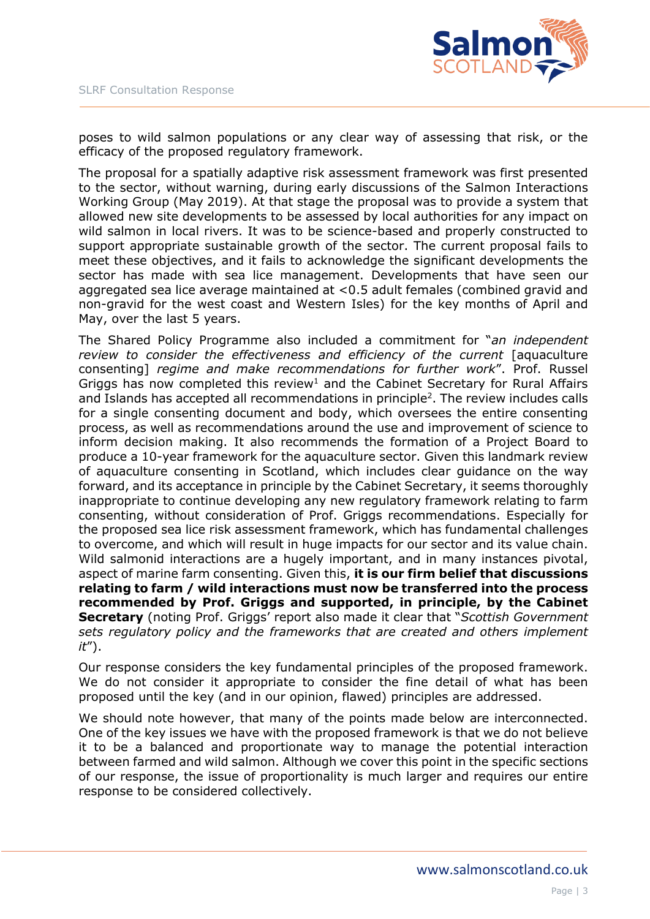poses to wild salmon populations or any clear way of assessing that risk, or the efficacy of the proposed regulatory framework.

The proposal for a spatially adaptive risk assessment framework was first presented to the sector, without warning, during early discussions of the Salmon Interactions Working Group (May 2019). At that stage the proposal was to provide a system that allowed new site developments to be assessed by local authorities for any impact on wild salmon in local rivers. It was to be science-based and properly constructed to support appropriate sustainable growth of the sector. The current proposal fails to meet these objectives, and it fails to acknowledge the significant developments the sector has made with sea lice management. Developments that have seen our aggregated sea lice average maintained at <0.5 adult females (combined gravid and non-gravid for the west coast and Western Isles) for the key months of April and May, over the last 5 years.

The Shared Policy Programme also included a commitment for "*an independent review to consider the effectiveness and efficiency of the current* [aquaculture consenting] *regime and make recommendations for further work*". Prof. Russel Griggs has now completed this review[1] and the Cabinet Secretary for Rural Affairs and Islands has accepted all recommendations in principle[2]. The review includes calls for a single consenting document and body, which oversees the entire consenting process, as well as recommendations around the use and improvement of science to inform decision making. It also recommends the formation of a Project Board to produce a 10-year framework for the aquaculture sector. Given this landmark review of aquaculture consenting in Scotland, which includes clear guidance on the way forward, and its acceptance in principle by the Cabinet Secretary, it seems thoroughly inappropriate to continue developing any new regulatory framework relating to farm consenting, without consideration of Prof. Griggs recommendations. Especially for the proposed sea lice risk assessment framework, which has fundamental challenges to overcome, and which will result in huge impacts for our sector and its value chain. Wild salmonid interactions are a hugely important, and in many instances pivotal, aspect of marine farm consenting. Given this, **it is our firm belief that discussions relating to farm / wild interactions must now be transferred into the process recommended by Prof. Griggs and supported, in principle, by the Cabinet Secretary** (noting Prof. Griggs' report also made it clear that "*Scottish Government sets regulatory policy and the frameworks that are created and others implement it*").

Our response considers the key fundamental principles of the proposed framework. We do not consider it appropriate to consider the fine detail of what has been proposed until the key (and in our opinion, flawed) principles are addressed.

We should note however, that many of the points made below are interconnected. One of the key issues we have with the proposed framework is that we do not believe it to be a balanced and proportionate way to manage the potential interaction between farmed and wild salmon. Although we cover this point in the specific sections of our response, the issue of proportionality is much larger and requires our entire response to be considered collectively.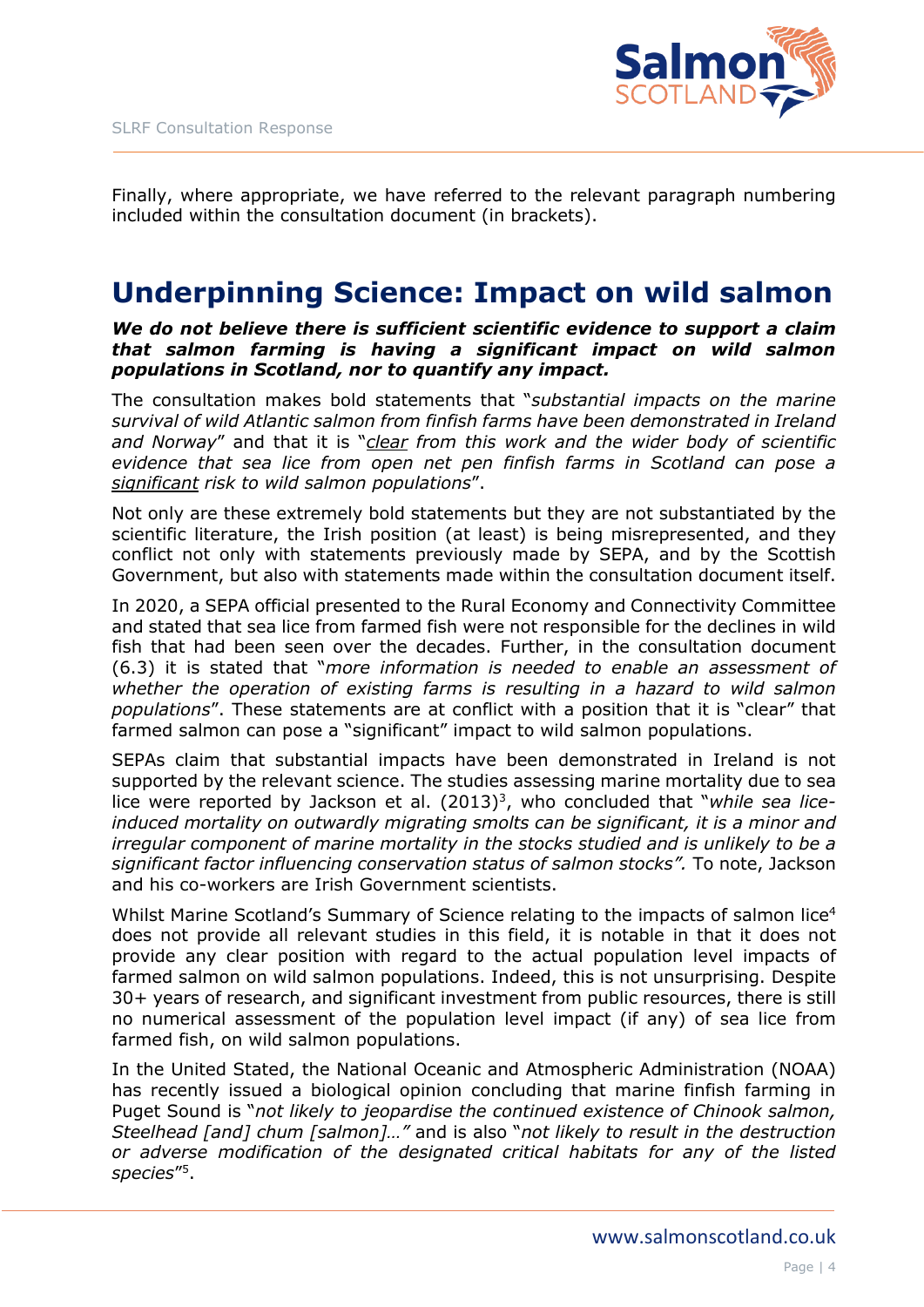Finally, where appropriate, we have referred to the relevant paragraph numbering included within the consultation document (in brackets).

# Underpinning Science: Impact on wild salmon

***We do not believe there is sufficient scientific evidence to support a claim that salmon farming is having a significant impact on wild salmon populations in Scotland, nor to quantify any impact.***

The consultation makes bold statements that "*substantial impacts on the marine survival of wild Atlantic salmon from finfish farms have been demonstrated in Ireland and Norway*" and that it is "*clear from this work and the wider body of scientific evidence that sea lice from open net pen finfish farms in Scotland can pose a significant risk to wild salmon populations*".

Not only are these extremely bold statements but they are not substantiated by the scientific literature, the Irish position (at least) is being misrepresented, and they conflict not only with statements previously made by SEPA, and by the Scottish Government, but also with statements made within the consultation document itself.

In 2020, a SEPA official presented to the Rural Economy and Connectivity Committee and stated that sea lice from farmed fish were not responsible for the declines in wild fish that had been seen over the decades. Further, in the consultation document (6.3) it is stated that "*more information is needed to enable an assessment of whether the operation of existing farms is resulting in a hazard to wild salmon populations*". These statements are at conflict with a position that it is "clear" that farmed salmon can pose a "significant" impact to wild salmon populations.

SEPAs claim that substantial impacts have been demonstrated in Ireland is not supported by the relevant science. The studies assessing marine mortality due to sea lice were reported by Jackson et al. (2013)[3], who concluded that "*while sea lice-induced mortality on outwardly migrating smolts can be significant, it is a minor and irregular component of marine mortality in the stocks studied and is unlikely to be a significant factor influencing conservation status of salmon stocks".* To note, Jackson and his co-workers are Irish Government scientists.

Whilst Marine Scotland's Summary of Science relating to the impacts of salmon lice[4] does not provide all relevant studies in this field, it is notable in that it does not provide any clear position with regard to the actual population level impacts of farmed salmon on wild salmon populations. Indeed, this is not unsurprising. Despite 30+ years of research, and significant investment from public resources, there is still no numerical assessment of the population level impact (if any) of sea lice from farmed fish, on wild salmon populations.

In the United Stated, the National Oceanic and Atmospheric Administration (NOAA) has recently issued a biological opinion concluding that marine finfish farming in Puget Sound is "*not likely to jeopardise the continued existence of Chinook salmon, Steelhead [and] chum [salmon]…"* and is also "*not likely to result in the destruction or adverse modification of the designated critical habitats for any of the listed species*"[5].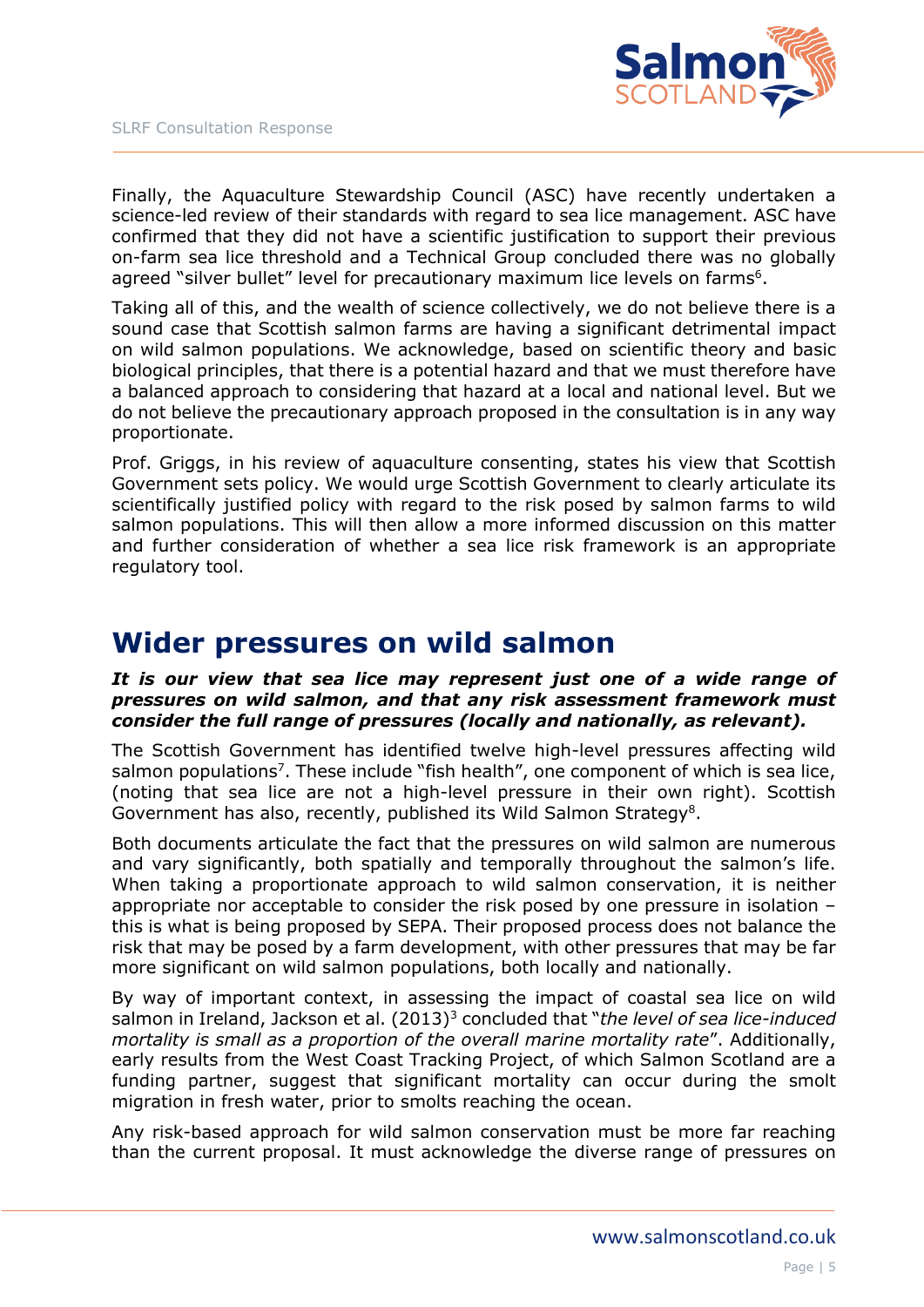Finally, the Aquaculture Stewardship Council (ASC) have recently undertaken a science-led review of their standards with regard to sea lice management. ASC have confirmed that they did not have a scientific justification to support their previous on-farm sea lice threshold and a Technical Group concluded there was no globally agreed "silver bullet" level for precautionary maximum lice levels on farms[6].

Taking all of this, and the wealth of science collectively, we do not believe there is a sound case that Scottish salmon farms are having a significant detrimental impact on wild salmon populations. We acknowledge, based on scientific theory and basic biological principles, that there is a potential hazard and that we must therefore have a balanced approach to considering that hazard at a local and national level. But we do not believe the precautionary approach proposed in the consultation is in any way proportionate.

Prof. Griggs, in his review of aquaculture consenting, states his view that Scottish Government sets policy. We would urge Scottish Government to clearly articulate its scientifically justified policy with regard to the risk posed by salmon farms to wild salmon populations. This will then allow a more informed discussion on this matter and further consideration of whether a sea lice risk framework is an appropriate regulatory tool.

# Wider pressures on wild salmon

***It is our view that sea lice may represent just one of a wide range of pressures on wild salmon, and that any risk assessment framework must consider the full range of pressures (locally and nationally, as relevant).***

The Scottish Government has identified twelve high-level pressures affecting wild salmon populations[7]. These include "fish health", one component of which is sea lice, (noting that sea lice are not a high-level pressure in their own right). Scottish Government has also, recently, published its Wild Salmon Strategy[8].

Both documents articulate the fact that the pressures on wild salmon are numerous and vary significantly, both spatially and temporally throughout the salmon's life. When taking a proportionate approach to wild salmon conservation, it is neither appropriate nor acceptable to consider the risk posed by one pressure in isolation – this is what is being proposed by SEPA. Their proposed process does not balance the risk that may be posed by a farm development, with other pressures that may be far more significant on wild salmon populations, both locally and nationally.

By way of important context, in assessing the impact of coastal sea lice on wild salmon in Ireland, Jackson et al. (2013)[3] concluded that "*the level of sea lice-induced mortality is small as a proportion of the overall marine mortality rate*". Additionally, early results from the West Coast Tracking Project, of which Salmon Scotland are a funding partner, suggest that significant mortality can occur during the smolt migration in fresh water, prior to smolts reaching the ocean.

Any risk-based approach for wild salmon conservation must be more far reaching than the current proposal. It must acknowledge the diverse range of pressures on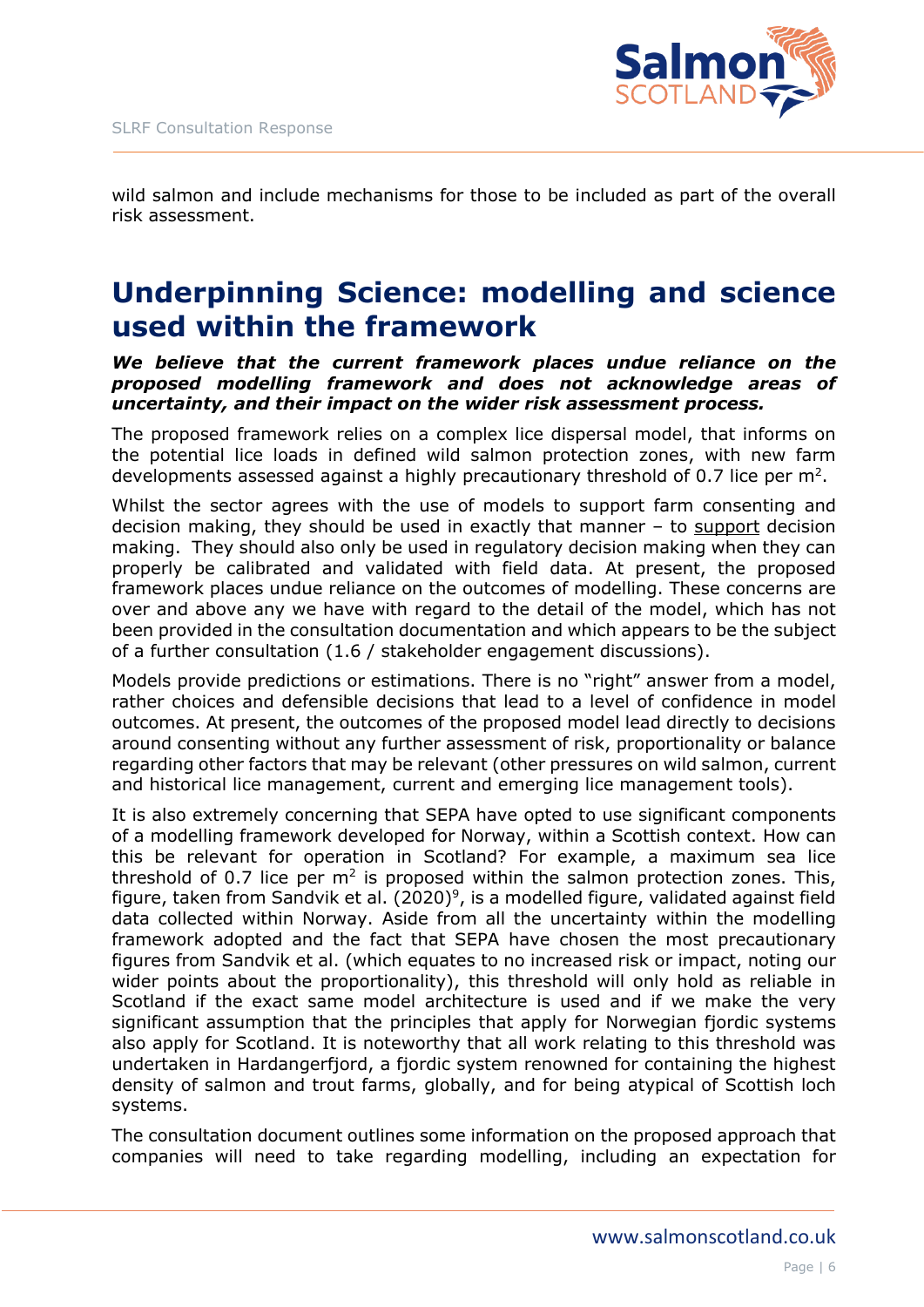wild salmon and include mechanisms for those to be included as part of the overall risk assessment.

# Underpinning Science: modelling and science used within the framework

***We believe that the current framework places undue reliance on the proposed modelling framework and does not acknowledge areas of uncertainty, and their impact on the wider risk assessment process.***

The proposed framework relies on a complex lice dispersal model, that informs on the potential lice loads in defined wild salmon protection zones, with new farm developments assessed against a highly precautionary threshold of 0.7 lice per $m^2$.

Whilst the sector agrees with the use of models to support farm consenting and decision making, they should be used in exactly that manner – to <u>support</u> decision making. They should also only be used in regulatory decision making when they can properly be calibrated and validated with field data. At present, the proposed framework places undue reliance on the outcomes of modelling. These concerns are over and above any we have with regard to the detail of the model, which has not been provided in the consultation documentation and which appears to be the subject of a further consultation (1.6 / stakeholder engagement discussions).

Models provide predictions or estimations. There is no "right" answer from a model, rather choices and defensible decisions that lead to a level of confidence in model outcomes. At present, the outcomes of the proposed model lead directly to decisions around consenting without any further assessment of risk, proportionality or balance regarding other factors that may be relevant (other pressures on wild salmon, current and historical lice management, current and emerging lice management tools).

It is also extremely concerning that SEPA have opted to use significant components of a modelling framework developed for Norway, within a Scottish context. How can this be relevant for operation in Scotland? For example, a maximum sea lice threshold of 0.7 lice per $m^2$ is proposed within the salmon protection zones. This, figure, taken from Sandvik et al. (2020)[9], is a modelled figure, validated against field data collected within Norway. Aside from all the uncertainty within the modelling framework adopted and the fact that SEPA have chosen the most precautionary figures from Sandvik et al. (which equates to no increased risk or impact, noting our wider points about the proportionality), this threshold will only hold as reliable in Scotland if the exact same model architecture is used and if we make the very significant assumption that the principles that apply for Norwegian fjordic systems also apply for Scotland. It is noteworthy that all work relating to this threshold was undertaken in Hardangerfjord, a fjordic system renowned for containing the highest density of salmon and trout farms, globally, and for being atypical of Scottish loch systems.

The consultation document outlines some information on the proposed approach that companies will need to take regarding modelling, including an expectation for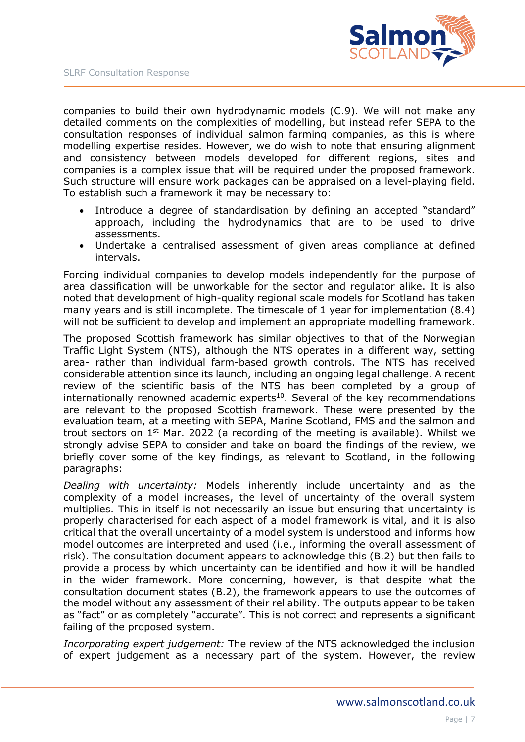companies to build their own hydrodynamic models (C.9). We will not make any detailed comments on the complexities of modelling, but instead refer SEPA to the consultation responses of individual salmon farming companies, as this is where modelling expertise resides. However, we do wish to note that ensuring alignment and consistency between models developed for different regions, sites and companies is a complex issue that will be required under the proposed framework. Such structure will ensure work packages can be appraised on a level-playing field. To establish such a framework it may be necessary to:

- Introduce a degree of standardisation by defining an accepted "standard" approach, including the hydrodynamics that are to be used to drive assessments.
- Undertake a centralised assessment of given areas compliance at defined intervals.

Forcing individual companies to develop models independently for the purpose of area classification will be unworkable for the sector and regulator alike. It is also noted that development of high-quality regional scale models for Scotland has taken many years and is still incomplete. The timescale of 1 year for implementation (8.4) will not be sufficient to develop and implement an appropriate modelling framework.

The proposed Scottish framework has similar objectives to that of the Norwegian Traffic Light System (NTS), although the NTS operates in a different way, setting area- rather than individual farm-based growth controls. The NTS has received considerable attention since its launch, including an ongoing legal challenge. A recent review of the scientific basis of the NTS has been completed by a group of internationally renowned academic experts[10]. Several of the key recommendations are relevant to the proposed Scottish framework. These were presented by the evaluation team, at a meeting with SEPA, Marine Scotland, FMS and the salmon and trout sectors on 1st Mar. 2022 (a recording of the meeting is available). Whilst we strongly advise SEPA to consider and take on board the findings of the review, we briefly cover some of the key findings, as relevant to Scotland, in the following paragraphs:

*Dealing with uncertainty:* Models inherently include uncertainty and as the complexity of a model increases, the level of uncertainty of the overall system multiplies. This in itself is not necessarily an issue but ensuring that uncertainty is properly characterised for each aspect of a model framework is vital, and it is also critical that the overall uncertainty of a model system is understood and informs how model outcomes are interpreted and used (i.e., informing the overall assessment of risk). The consultation document appears to acknowledge this (B.2) but then fails to provide a process by which uncertainty can be identified and how it will be handled in the wider framework. More concerning, however, is that despite what the consultation document states (B.2), the framework appears to use the outcomes of the model without any assessment of their reliability. The outputs appear to be taken as "fact" or as completely "accurate". This is not correct and represents a significant failing of the proposed system.

*Incorporating expert judgement:* The review of the NTS acknowledged the inclusion of expert judgement as a necessary part of the system. However, the review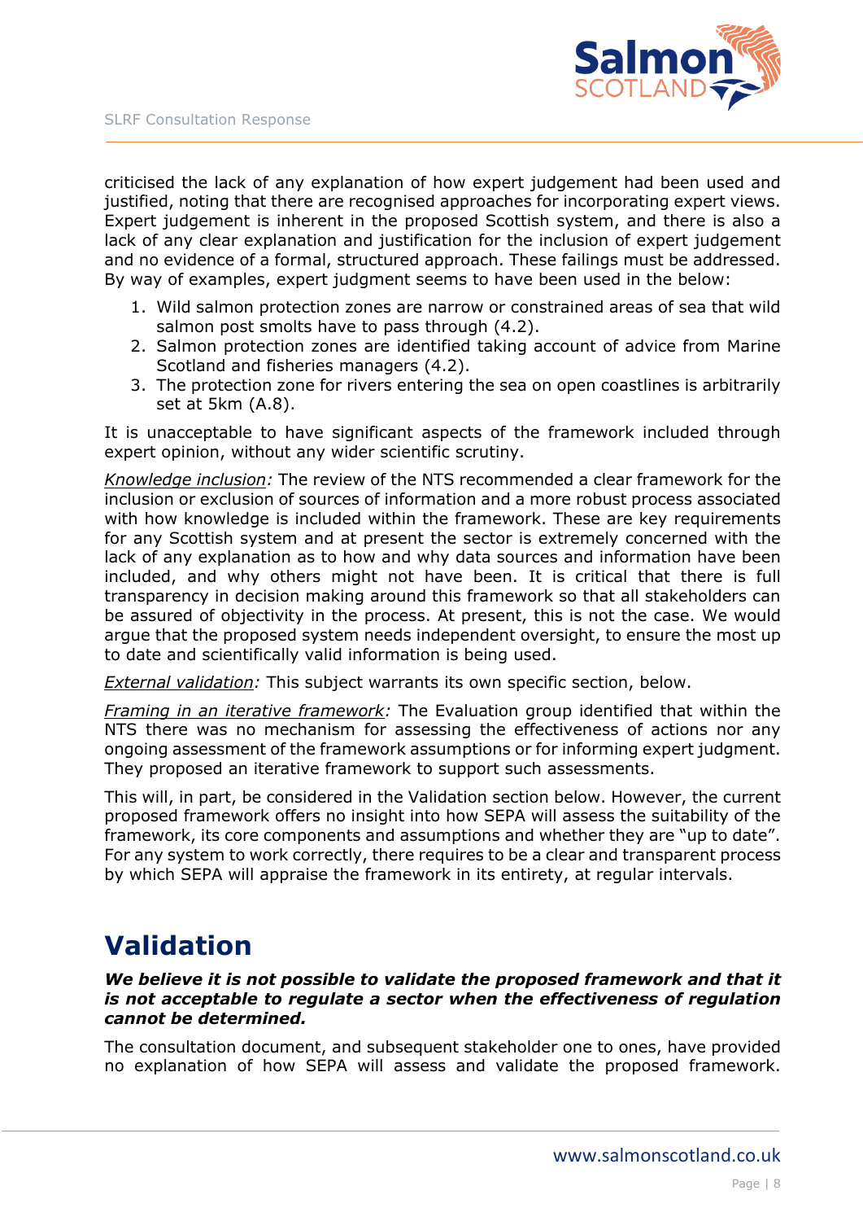criticised the lack of any explanation of how expert judgement had been used and justified, noting that there are recognised approaches for incorporating expert views. Expert judgement is inherent in the proposed Scottish system, and there is also a lack of any clear explanation and justification for the inclusion of expert judgement and no evidence of a formal, structured approach. These failings must be addressed. By way of examples, expert judgment seems to have been used in the below:

1. Wild salmon protection zones are narrow or constrained areas of sea that wild salmon post smolts have to pass through (4.2).
2. Salmon protection zones are identified taking account of advice from Marine Scotland and fisheries managers (4.2).
3. The protection zone for rivers entering the sea on open coastlines is arbitrarily set at 5km (A.8).

It is unacceptable to have significant aspects of the framework included through expert opinion, without any wider scientific scrutiny.

*Knowledge inclusion:* The review of the NTS recommended a clear framework for the inclusion or exclusion of sources of information and a more robust process associated with how knowledge is included within the framework. These are key requirements for any Scottish system and at present the sector is extremely concerned with the lack of any explanation as to how and why data sources and information have been included, and why others might not have been. It is critical that there is full transparency in decision making around this framework so that all stakeholders can be assured of objectivity in the process. At present, this is not the case. We would argue that the proposed system needs independent oversight, to ensure the most up to date and scientifically valid information is being used.

*External validation:* This subject warrants its own specific section, below.

*Framing in an iterative framework:* The Evaluation group identified that within the NTS there was no mechanism for assessing the effectiveness of actions nor any ongoing assessment of the framework assumptions or for informing expert judgment. They proposed an iterative framework to support such assessments.

This will, in part, be considered in the Validation section below. However, the current proposed framework offers no insight into how SEPA will assess the suitability of the framework, its core components and assumptions and whether they are "up to date". For any system to work correctly, there requires to be a clear and transparent process by which SEPA will appraise the framework in its entirety, at regular intervals.

# Validation

***We believe it is not possible to validate the proposed framework and that it is not acceptable to regulate a sector when the effectiveness of regulation cannot be determined.***

The consultation document, and subsequent stakeholder one to ones, have provided no explanation of how SEPA will assess and validate the proposed framework.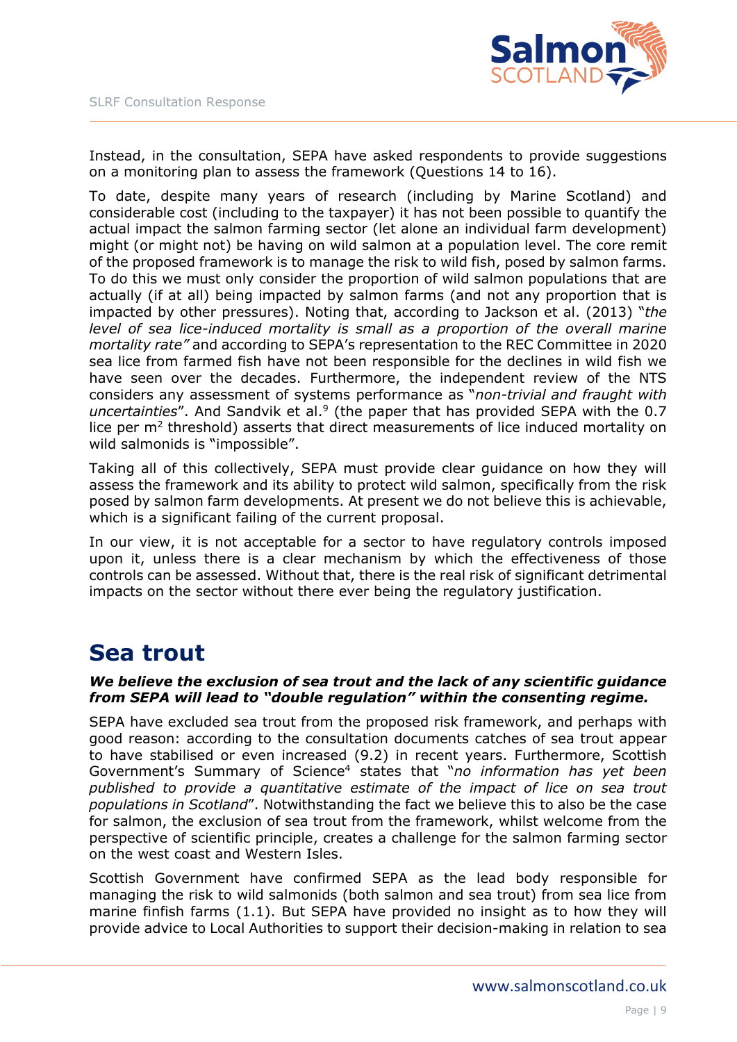Instead, in the consultation, SEPA have asked respondents to provide suggestions on a monitoring plan to assess the framework (Questions 14 to 16).

To date, despite many years of research (including by Marine Scotland) and considerable cost (including to the taxpayer) it has not been possible to quantify the actual impact the salmon farming sector (let alone an individual farm development) might (or might not) be having on wild salmon at a population level. The core remit of the proposed framework is to manage the risk to wild fish, posed by salmon farms. To do this we must only consider the proportion of wild salmon populations that are actually (if at all) being impacted by salmon farms (and not any proportion that is impacted by other pressures). Noting that, according to Jackson et al. (2013) "*the level of sea lice-induced mortality is small as a proportion of the overall marine mortality rate*" and according to SEPA's representation to the REC Committee in 2020 sea lice from farmed fish have not been responsible for the declines in wild fish we have seen over the decades. Furthermore, the independent review of the NTS considers any assessment of systems performance as "*non-trivial and fraught with uncertainties*". And Sandvik et al.[9] (the paper that has provided SEPA with the 0.7 lice per $m^2$ threshold) asserts that direct measurements of lice induced mortality on wild salmonids is "impossible".

Taking all of this collectively, SEPA must provide clear guidance on how they will assess the framework and its ability to protect wild salmon, specifically from the risk posed by salmon farm developments. At present we do not believe this is achievable, which is a significant failing of the current proposal.

In our view, it is not acceptable for a sector to have regulatory controls imposed upon it, unless there is a clear mechanism by which the effectiveness of those controls can be assessed. Without that, there is the real risk of significant detrimental impacts on the sector without there ever being the regulatory justification.

# Sea trout

***We believe the exclusion of sea trout and the lack of any scientific guidance from SEPA will lead to "double regulation" within the consenting regime.***

SEPA have excluded sea trout from the proposed risk framework, and perhaps with good reason: according to the consultation documents catches of sea trout appear to have stabilised or even increased (9.2) in recent years. Furthermore, Scottish Government's Summary of Science[4] states that "*no information has yet been published to provide a quantitative estimate of the impact of lice on sea trout populations in Scotland*". Notwithstanding the fact we believe this to also be the case for salmon, the exclusion of sea trout from the framework, whilst welcome from the perspective of scientific principle, creates a challenge for the salmon farming sector on the west coast and Western Isles.

Scottish Government have confirmed SEPA as the lead body responsible for managing the risk to wild salmonids (both salmon and sea trout) from sea lice from marine finfish farms (1.1). But SEPA have provided no insight as to how they will provide advice to Local Authorities to support their decision-making in relation to sea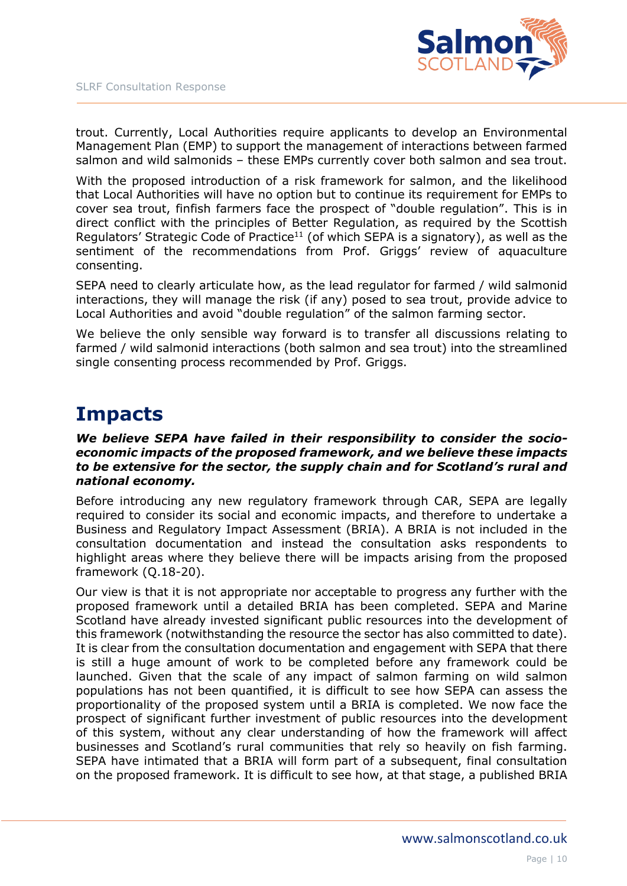trout. Currently, Local Authorities require applicants to develop an Environmental Management Plan (EMP) to support the management of interactions between farmed salmon and wild salmonids – these EMPs currently cover both salmon and sea trout.

With the proposed introduction of a risk framework for salmon, and the likelihood that Local Authorities will have no option but to continue its requirement for EMPs to cover sea trout, finfish farmers face the prospect of "double regulation". This is in direct conflict with the principles of Better Regulation, as required by the Scottish Regulators' Strategic Code of Practice[11] (of which SEPA is a signatory), as well as the sentiment of the recommendations from Prof. Griggs' review of aquaculture consenting.

SEPA need to clearly articulate how, as the lead regulator for farmed / wild salmonid interactions, they will manage the risk (if any) posed to sea trout, provide advice to Local Authorities and avoid "double regulation" of the salmon farming sector.

We believe the only sensible way forward is to transfer all discussions relating to farmed / wild salmonid interactions (both salmon and sea trout) into the streamlined single consenting process recommended by Prof. Griggs.

# Impacts

***We believe SEPA have failed in their responsibility to consider the socio-economic impacts of the proposed framework, and we believe these impacts to be extensive for the sector, the supply chain and for Scotland's rural and national economy.***

Before introducing any new regulatory framework through CAR, SEPA are legally required to consider its social and economic impacts, and therefore to undertake a Business and Regulatory Impact Assessment (BRIA). A BRIA is not included in the consultation documentation and instead the consultation asks respondents to highlight areas where they believe there will be impacts arising from the proposed framework (Q.18-20).

Our view is that it is not appropriate nor acceptable to progress any further with the proposed framework until a detailed BRIA has been completed. SEPA and Marine Scotland have already invested significant public resources into the development of this framework (notwithstanding the resource the sector has also committed to date). It is clear from the consultation documentation and engagement with SEPA that there is still a huge amount of work to be completed before any framework could be launched. Given that the scale of any impact of salmon farming on wild salmon populations has not been quantified, it is difficult to see how SEPA can assess the proportionality of the proposed system until a BRIA is completed. We now face the prospect of significant further investment of public resources into the development of this system, without any clear understanding of how the framework will affect businesses and Scotland's rural communities that rely so heavily on fish farming. SEPA have intimated that a BRIA will form part of a subsequent, final consultation on the proposed framework. It is difficult to see how, at that stage, a published BRIA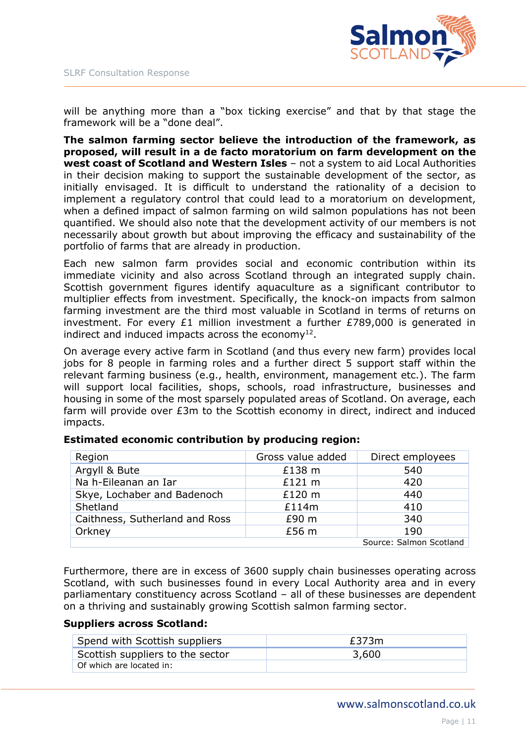will be anything more than a "box ticking exercise" and that by that stage the framework will be a "done deal".

**The salmon farming sector believe the introduction of the framework, as proposed, will result in a de facto moratorium on farm development on the west coast of Scotland and Western Isles** – not a system to aid Local Authorities in their decision making to support the sustainable development of the sector, as initially envisaged. It is difficult to understand the rationality of a decision to implement a regulatory control that could lead to a moratorium on development, when a defined impact of salmon farming on wild salmon populations has not been quantified. We should also note that the development activity of our members is not necessarily about growth but about improving the efficacy and sustainability of the portfolio of farms that are already in production.

Each new salmon farm provides social and economic contribution within its immediate vicinity and also across Scotland through an integrated supply chain. Scottish government figures identify aquaculture as a significant contributor to multiplier effects from investment. Specifically, the knock-on impacts from salmon farming investment are the third most valuable in Scotland in terms of returns on investment. For every £1 million investment a further £789,000 is generated in indirect and induced impacts across the economy[12].

On average every active farm in Scotland (and thus every new farm) provides local jobs for 8 people in farming roles and a further direct 5 support staff within the relevant farming business (e.g., health, environment, management etc.). The farm will support local facilities, shops, schools, road infrastructure, businesses and housing in some of the most sparsely populated areas of Scotland. On average, each farm will provide over £3m to the Scottish economy in direct, indirect and induced impacts.

**Estimated economic contribution by producing region:**

| Region | Gross value added | Direct employees |
|---|---|---|
| Argyll & Bute | £138 m | 540 |
| Na h-Eileanan an Iar | £121 m | 420 |
| Skye, Lochaber and Badenoch | £120 m | 440 |
| Shetland | £114m | 410 |
| Caithness, Sutherland and Ross | £90 m | 340 |
| Orkney | £56 m | 190 |
| | | Source: Salmon Scotland |

Furthermore, there are in excess of 3600 supply chain businesses operating across Scotland, with such businesses found in every Local Authority area and in every parliamentary constituency across Scotland – all of these businesses are dependent on a thriving and sustainably growing Scottish salmon farming sector.

**Suppliers across Scotland:**

| Spend with Scottish suppliers | £373m |
|---|---|
| Scottish suppliers to the sector | 3,600 |
| Of which are located in: | |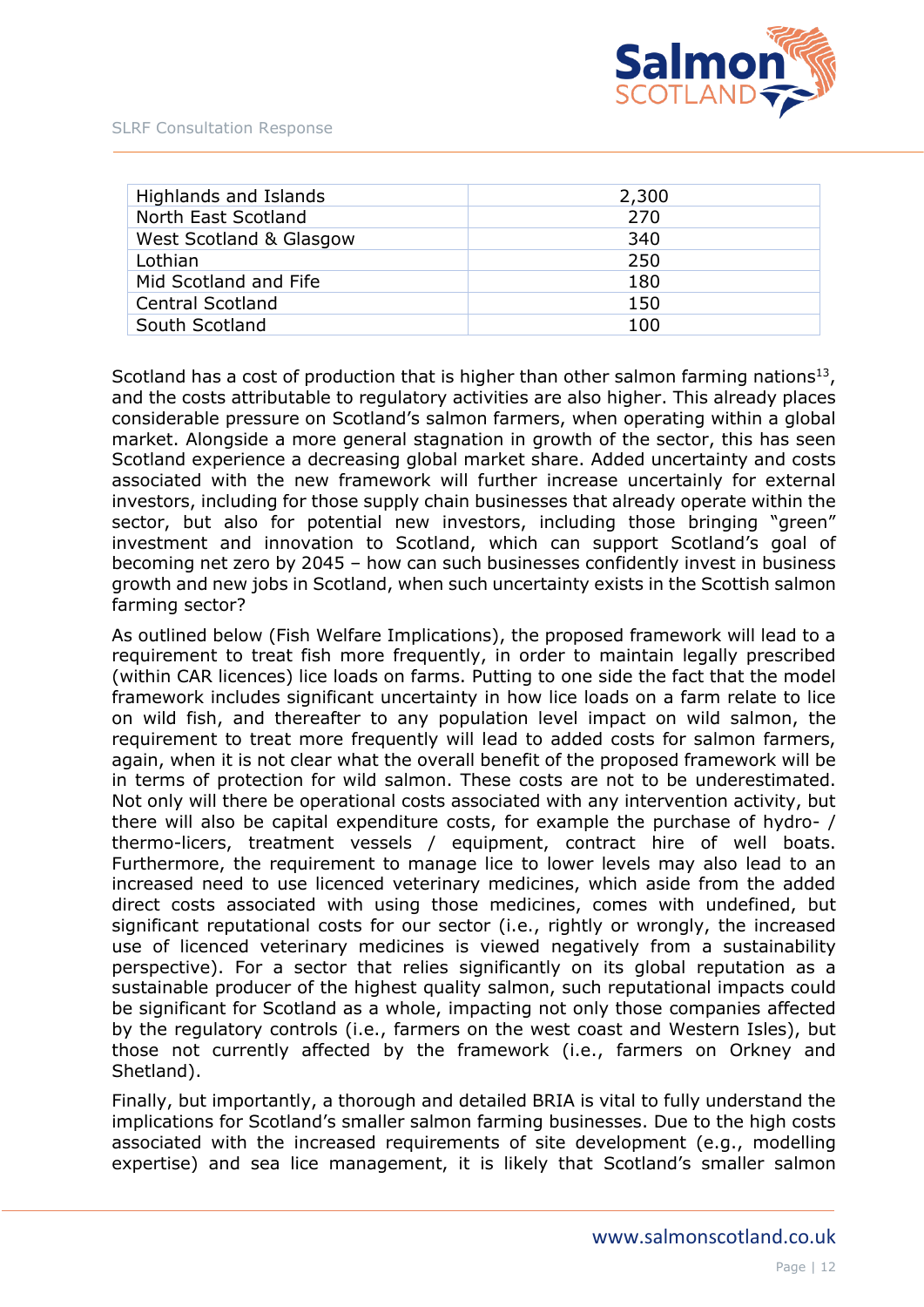| Highlands and Islands | 2,300 |
|---|---|
| North East Scotland | 270 |
| West Scotland & Glasgow | 340 |
| Lothian | 250 |
| Mid Scotland and Fife | 180 |
| Central Scotland | 150 |
| South Scotland | 100 |

Scotland has a cost of production that is higher than other salmon farming nations[13], and the costs attributable to regulatory activities are also higher. This already places considerable pressure on Scotland's salmon farmers, when operating within a global market. Alongside a more general stagnation in growth of the sector, this has seen Scotland experience a decreasing global market share. Added uncertainty and costs associated with the new framework will further increase uncertainly for external investors, including for those supply chain businesses that already operate within the sector, but also for potential new investors, including those bringing "green" investment and innovation to Scotland, which can support Scotland's goal of becoming net zero by 2045 – how can such businesses confidently invest in business growth and new jobs in Scotland, when such uncertainty exists in the Scottish salmon farming sector?

As outlined below (Fish Welfare Implications), the proposed framework will lead to a requirement to treat fish more frequently, in order to maintain legally prescribed (within CAR licences) lice loads on farms. Putting to one side the fact that the model framework includes significant uncertainty in how lice loads on a farm relate to lice on wild fish, and thereafter to any population level impact on wild salmon, the requirement to treat more frequently will lead to added costs for salmon farmers, again, when it is not clear what the overall benefit of the proposed framework will be in terms of protection for wild salmon. These costs are not to be underestimated. Not only will there be operational costs associated with any intervention activity, but there will also be capital expenditure costs, for example the purchase of hydro- / thermo-licers, treatment vessels / equipment, contract hire of well boats. Furthermore, the requirement to manage lice to lower levels may also lead to an increased need to use licenced veterinary medicines, which aside from the added direct costs associated with using those medicines, comes with undefined, but significant reputational costs for our sector (i.e., rightly or wrongly, the increased use of licenced veterinary medicines is viewed negatively from a sustainability perspective). For a sector that relies significantly on its global reputation as a sustainable producer of the highest quality salmon, such reputational impacts could be significant for Scotland as a whole, impacting not only those companies affected by the regulatory controls (i.e., farmers on the west coast and Western Isles), but those not currently affected by the framework (i.e., farmers on Orkney and Shetland).

Finally, but importantly, a thorough and detailed BRIA is vital to fully understand the implications for Scotland's smaller salmon farming businesses. Due to the high costs associated with the increased requirements of site development (e.g., modelling expertise) and sea lice management, it is likely that Scotland's smaller salmon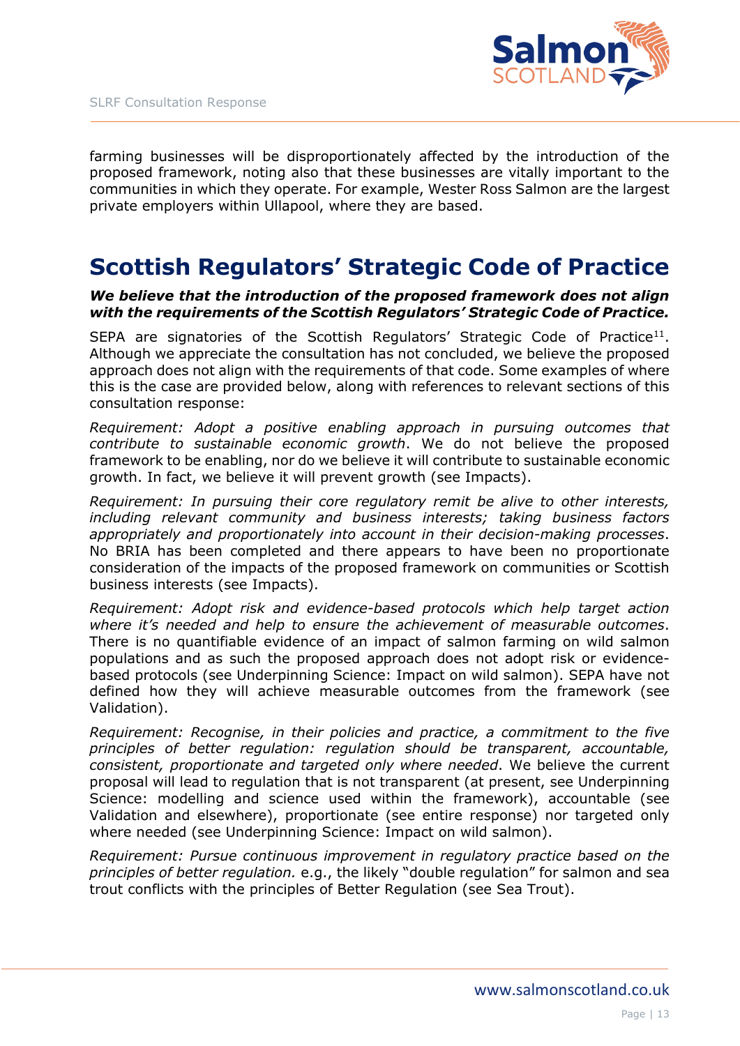farming businesses will be disproportionately affected by the introduction of the proposed framework, noting also that these businesses are vitally important to the communities in which they operate. For example, Wester Ross Salmon are the largest private employers within Ullapool, where they are based.

# Scottish Regulators' Strategic Code of Practice

***We believe that the introduction of the proposed framework does not align with the requirements of the Scottish Regulators' Strategic Code of Practice.***

SEPA are signatories of the Scottish Regulators' Strategic Code of Practice[11]. Although we appreciate the consultation has not concluded, we believe the proposed approach does not align with the requirements of that code. Some examples of where this is the case are provided below, along with references to relevant sections of this consultation response:

*Requirement: Adopt a positive enabling approach in pursuing outcomes that contribute to sustainable economic growth*. We do not believe the proposed framework to be enabling, nor do we believe it will contribute to sustainable economic growth. In fact, we believe it will prevent growth (see Impacts).

*Requirement: In pursuing their core regulatory remit be alive to other interests, including relevant community and business interests; taking business factors appropriately and proportionately into account in their decision-making processes*. No BRIA has been completed and there appears to have been no proportionate consideration of the impacts of the proposed framework on communities or Scottish business interests (see Impacts).

*Requirement: Adopt risk and evidence-based protocols which help target action where it's needed and help to ensure the achievement of measurable outcomes*. There is no quantifiable evidence of an impact of salmon farming on wild salmon populations and as such the proposed approach does not adopt risk or evidence-based protocols (see Underpinning Science: Impact on wild salmon). SEPA have not defined how they will achieve measurable outcomes from the framework (see Validation).

*Requirement: Recognise, in their policies and practice, a commitment to the five principles of better regulation: regulation should be transparent, accountable, consistent, proportionate and targeted only where needed*. We believe the current proposal will lead to regulation that is not transparent (at present, see Underpinning Science: modelling and science used within the framework), accountable (see Validation and elsewhere), proportionate (see entire response) nor targeted only where needed (see Underpinning Science: Impact on wild salmon).

*Requirement: Pursue continuous improvement in regulatory practice based on the principles of better regulation.* e.g., the likely "double regulation" for salmon and sea trout conflicts with the principles of Better Regulation (see Sea Trout).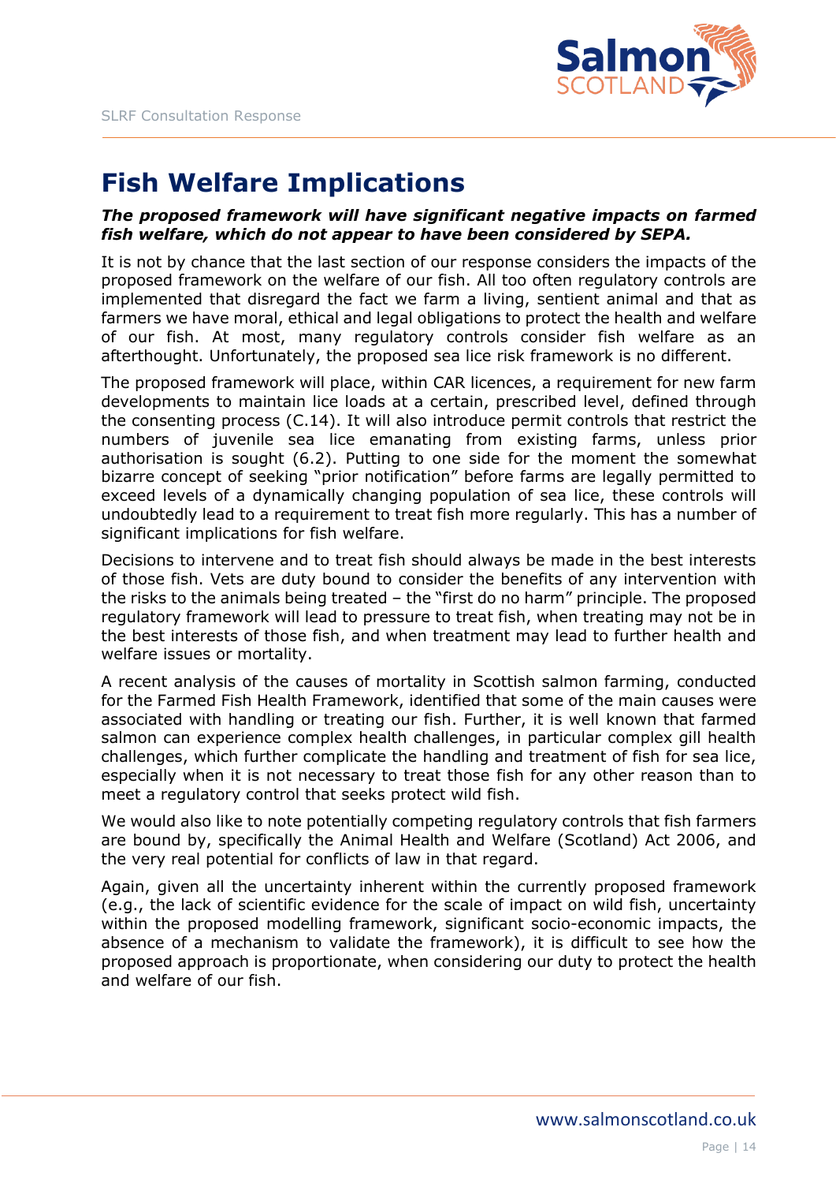# Fish Welfare Implications

***The proposed framework will have significant negative impacts on farmed fish welfare, which do not appear to have been considered by SEPA.***

It is not by chance that the last section of our response considers the impacts of the proposed framework on the welfare of our fish. All too often regulatory controls are implemented that disregard the fact we farm a living, sentient animal and that as farmers we have moral, ethical and legal obligations to protect the health and welfare of our fish. At most, many regulatory controls consider fish welfare as an afterthought. Unfortunately, the proposed sea lice risk framework is no different.

The proposed framework will place, within CAR licences, a requirement for new farm developments to maintain lice loads at a certain, prescribed level, defined through the consenting process (C.14). It will also introduce permit controls that restrict the numbers of juvenile sea lice emanating from existing farms, unless prior authorisation is sought (6.2). Putting to one side for the moment the somewhat bizarre concept of seeking "prior notification" before farms are legally permitted to exceed levels of a dynamically changing population of sea lice, these controls will undoubtedly lead to a requirement to treat fish more regularly. This has a number of significant implications for fish welfare.

Decisions to intervene and to treat fish should always be made in the best interests of those fish. Vets are duty bound to consider the benefits of any intervention with the risks to the animals being treated – the "first do no harm" principle. The proposed regulatory framework will lead to pressure to treat fish, when treating may not be in the best interests of those fish, and when treatment may lead to further health and welfare issues or mortality.

A recent analysis of the causes of mortality in Scottish salmon farming, conducted for the Farmed Fish Health Framework, identified that some of the main causes were associated with handling or treating our fish. Further, it is well known that farmed salmon can experience complex health challenges, in particular complex gill health challenges, which further complicate the handling and treatment of fish for sea lice, especially when it is not necessary to treat those fish for any other reason than to meet a regulatory control that seeks protect wild fish.

We would also like to note potentially competing regulatory controls that fish farmers are bound by, specifically the Animal Health and Welfare (Scotland) Act 2006, and the very real potential for conflicts of law in that regard.

Again, given all the uncertainty inherent within the currently proposed framework (e.g., the lack of scientific evidence for the scale of impact on wild fish, uncertainty within the proposed modelling framework, significant socio-economic impacts, the absence of a mechanism to validate the framework), it is difficult to see how the proposed approach is proportionate, when considering our duty to protect the health and welfare of our fish.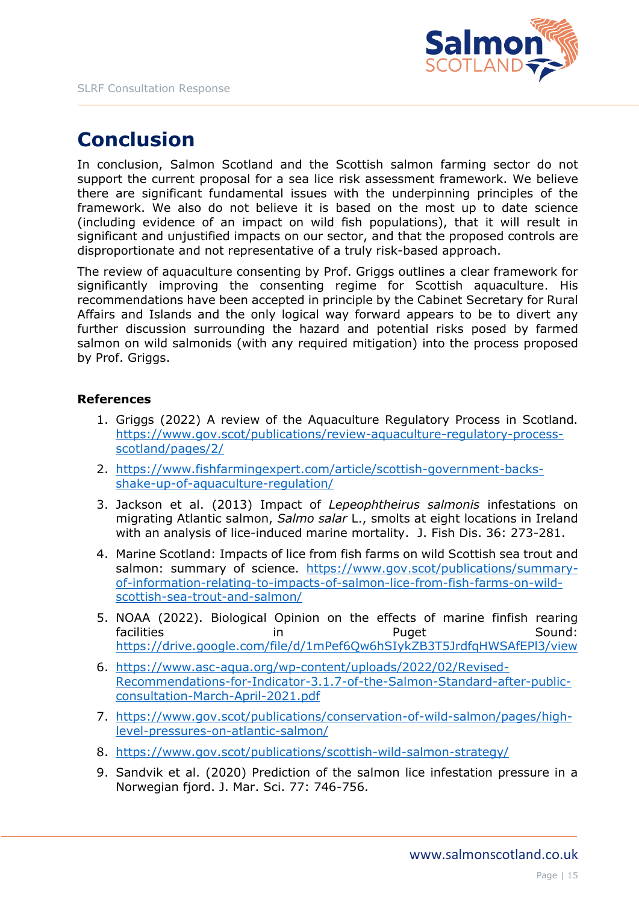# Conclusion

In conclusion, Salmon Scotland and the Scottish salmon farming sector do not support the current proposal for a sea lice risk assessment framework. We believe there are significant fundamental issues with the underpinning principles of the framework. We also do not believe it is based on the most up to date science (including evidence of an impact on wild fish populations), that it will result in significant and unjustified impacts on our sector, and that the proposed controls are disproportionate and not representative of a truly risk-based approach.

The review of aquaculture consenting by Prof. Griggs outlines a clear framework for significantly improving the consenting regime for Scottish aquaculture. His recommendations have been accepted in principle by the Cabinet Secretary for Rural Affairs and Islands and the only logical way forward appears to be to divert any further discussion surrounding the hazard and potential risks posed by farmed salmon on wild salmonids (with any required mitigation) into the process proposed by Prof. Griggs.

**References**

1. Griggs (2022) A review of the Aquaculture Regulatory Process in Scotland. https://www.gov.scot/publications/review-aquaculture-regulatory-process-scotland/pages/2/
2. https://www.fishfarmingexpert.com/article/scottish-government-backs-shake-up-of-aquaculture-regulation/
3. Jackson et al. (2013) Impact of *Lepeophtheirus salmonis* infestations on migrating Atlantic salmon, *Salmo salar* L., smolts at eight locations in Ireland with an analysis of lice-induced marine mortality. J. Fish Dis. 36: 273-281.
4. Marine Scotland: Impacts of lice from fish farms on wild Scottish sea trout and salmon: summary of science. https://www.gov.scot/publications/summary-of-information-relating-to-impacts-of-salmon-lice-from-fish-farms-on-wild-scottish-sea-trout-and-salmon/
5. NOAA (2022). Biological Opinion on the effects of marine finfish rearing facilities in Puget Sound: https://drive.google.com/file/d/1mPef6Qw6hSIykZB3T5JrdfqHWSAfEPl3/view
6. https://www.asc-aqua.org/wp-content/uploads/2022/02/Revised-Recommendations-for-Indicator-3.1.7-of-the-Salmon-Standard-after-public-consultation-March-April-2021.pdf
7. https://www.gov.scot/publications/conservation-of-wild-salmon/pages/high-level-pressures-on-atlantic-salmon/
8. https://www.gov.scot/publications/scottish-wild-salmon-strategy/
9. Sandvik et al. (2020) Prediction of the salmon lice infestation pressure in a Norwegian fjord. J. Mar. Sci. 77: 746-756.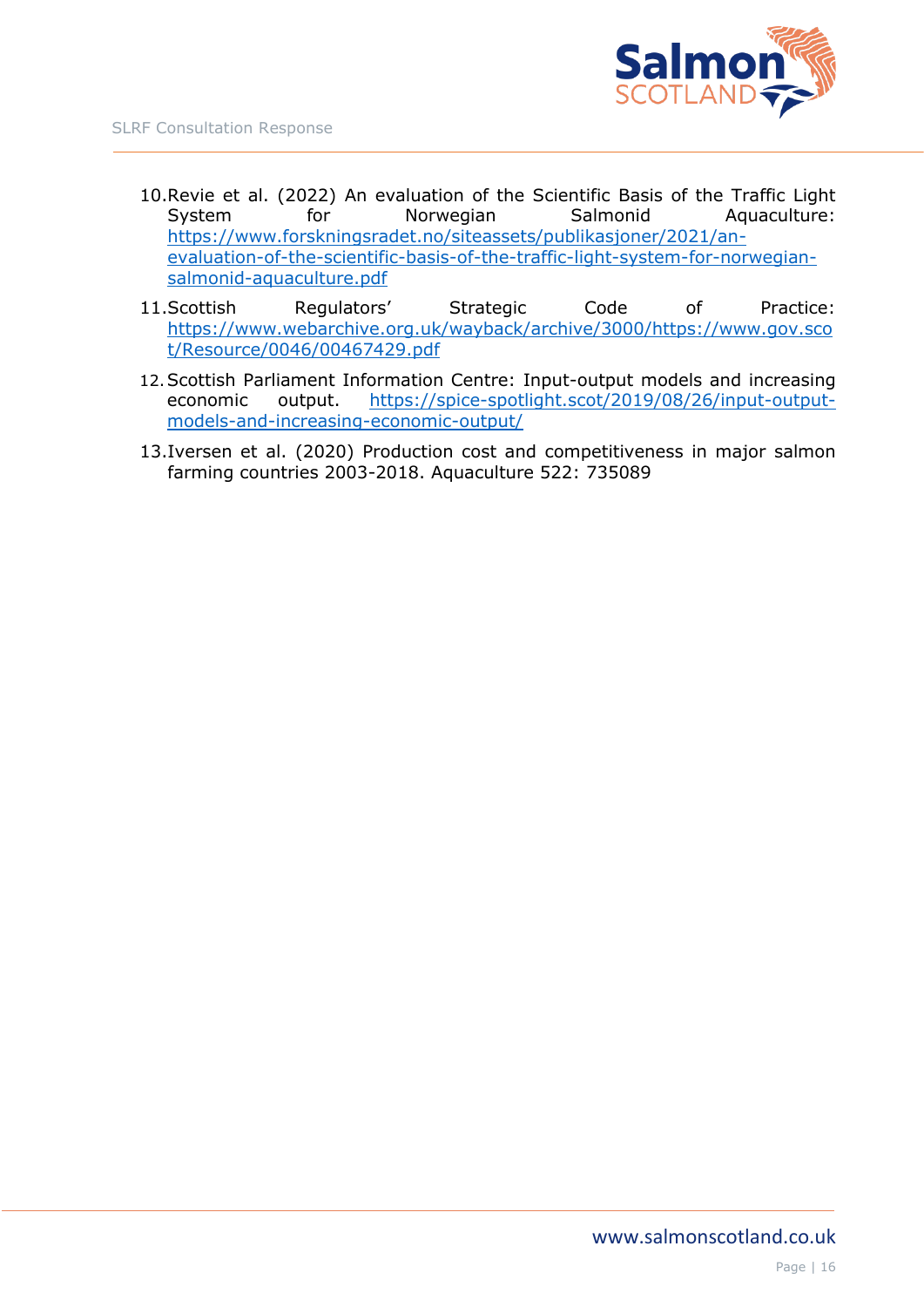10. Revie et al. (2022) An evaluation of the Scientific Basis of the Traffic Light System for Norwegian Salmonid Aquaculture: https://www.forskningsradet.no/siteassets/publikasjoner/2021/an-evaluation-of-the-scientific-basis-of-the-traffic-light-system-for-norwegian-salmonid-aquaculture.pdf
11. Scottish Regulators' Strategic Code of Practice: https://www.webarchive.org.uk/wayback/archive/3000/https://www.gov.scot/Resource/0046/00467429.pdf
12. Scottish Parliament Information Centre: Input-output models and increasing economic output. https://spice-spotlight.scot/2019/08/26/input-output-models-and-increasing-economic-output/
13. Iversen et al. (2020) Production cost and competitiveness in major salmon farming countries 2003-2018. Aquaculture 522: 735089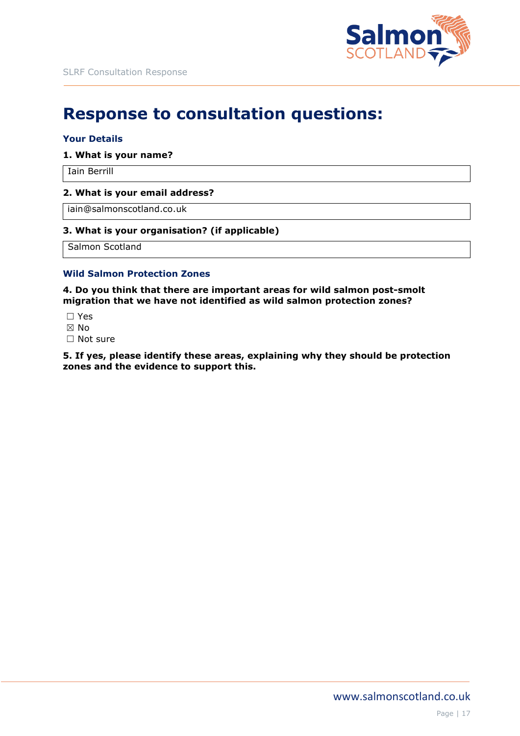# Response to consultation questions:

### Your Details

**1. What is your name?**

Iain Berrill

**2. What is your email address?**

iain@salmonscotland.co.uk

**3. What is your organisation? (if applicable)**

Salmon Scotland

### Wild Salmon Protection Zones

**4. Do you think that there are important areas for wild salmon post-smolt migration that we have not identified as wild salmon protection zones?**

☐ Yes
☒ No
☐ Not sure

**5. If yes, please identify these areas, explaining why they should be protection zones and the evidence to support this.**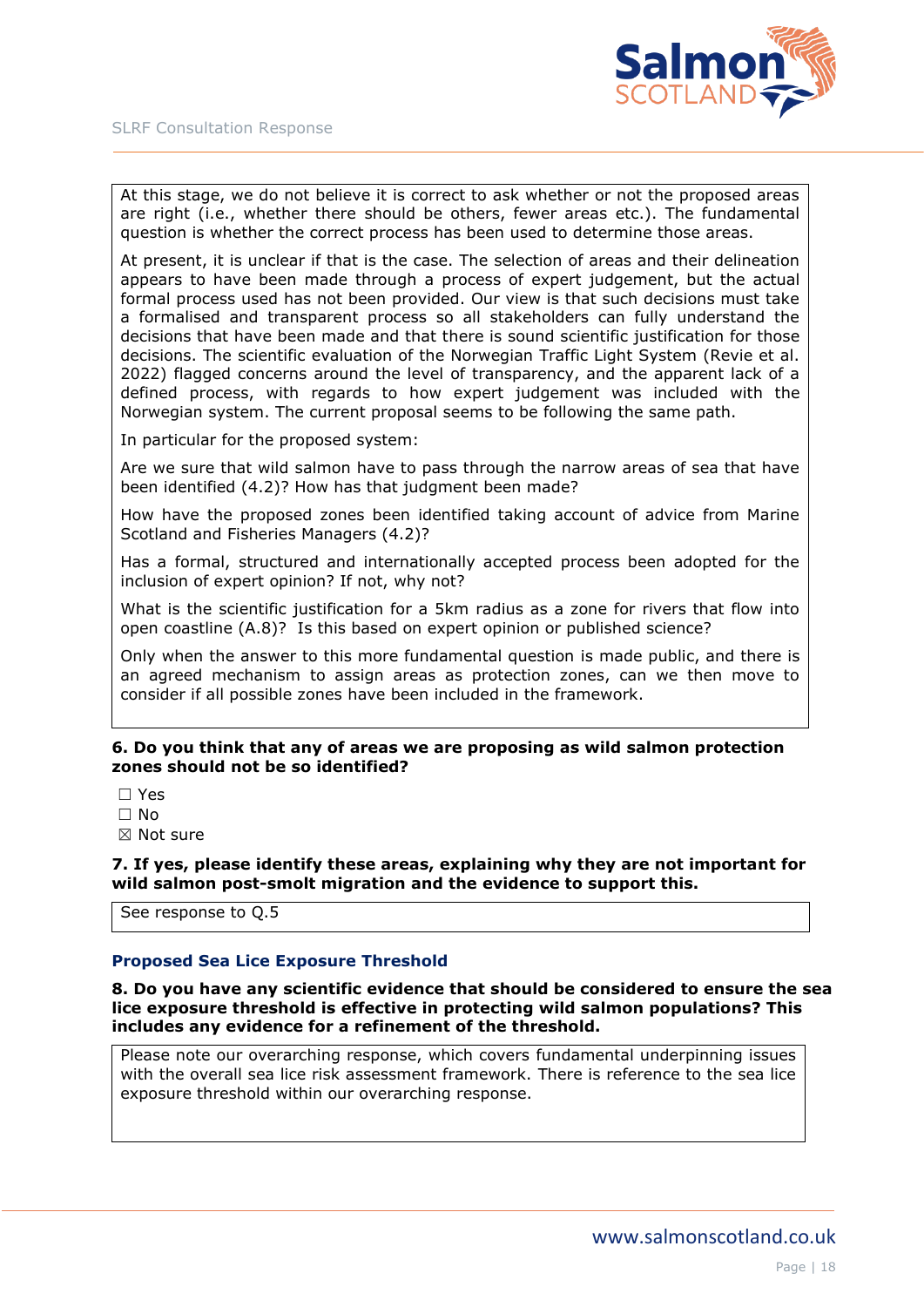At this stage, we do not believe it is correct to ask whether or not the proposed areas are right (i.e., whether there should be others, fewer areas etc.). The fundamental question is whether the correct process has been used to determine those areas.

At present, it is unclear if that is the case. The selection of areas and their delineation appears to have been made through a process of expert judgement, but the actual formal process used has not been provided. Our view is that such decisions must take a formalised and transparent process so all stakeholders can fully understand the decisions that have been made and that there is sound scientific justification for those decisions. The scientific evaluation of the Norwegian Traffic Light System (Revie et al. 2022) flagged concerns around the level of transparency, and the apparent lack of a defined process, with regards to how expert judgement was included with the Norwegian system. The current proposal seems to be following the same path.

In particular for the proposed system:

Are we sure that wild salmon have to pass through the narrow areas of sea that have been identified (4.2)? How has that judgment been made?

How have the proposed zones been identified taking account of advice from Marine Scotland and Fisheries Managers (4.2)?

Has a formal, structured and internationally accepted process been adopted for the inclusion of expert opinion? If not, why not?

What is the scientific justification for a 5km radius as a zone for rivers that flow into open coastline (A.8)? Is this based on expert opinion or published science?

Only when the answer to this more fundamental question is made public, and there is an agreed mechanism to assign areas as protection zones, can we then move to consider if all possible zones have been included in the framework.

**6. Do you think that any of areas we are proposing as wild salmon protection zones should not be so identified?**

☐ Yes
☐ No
☒ Not sure

**7. If yes, please identify these areas, explaining why they are not important for wild salmon post-smolt migration and the evidence to support this.**

See response to Q.5

### Proposed Sea Lice Exposure Threshold

**8. Do you have any scientific evidence that should be considered to ensure the sea lice exposure threshold is effective in protecting wild salmon populations? This includes any evidence for a refinement of the threshold.**

Please note our overarching response, which covers fundamental underpinning issues with the overall sea lice risk assessment framework. There is reference to the sea lice exposure threshold within our overarching response.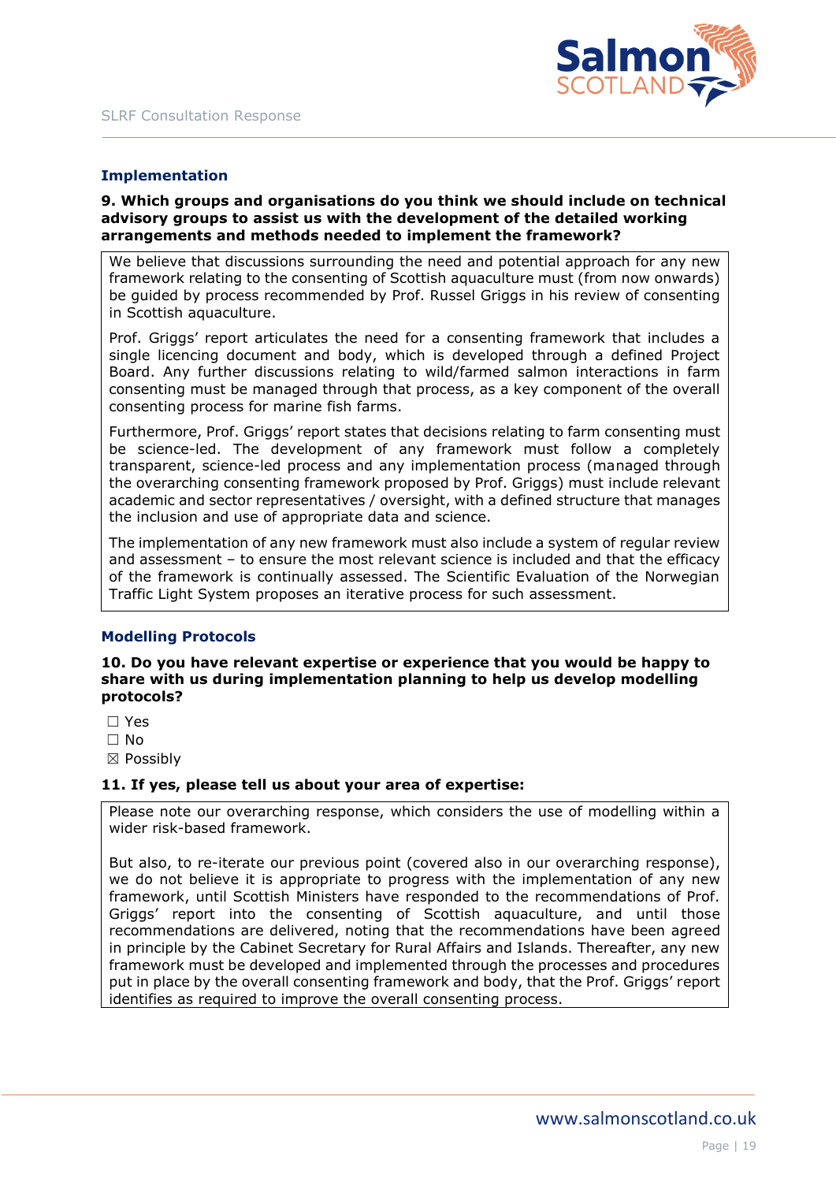## Implementation

**9. Which groups and organisations do you think we should include on technical advisory groups to assist us with the development of the detailed working arrangements and methods needed to implement the framework?**

We believe that discussions surrounding the need and potential approach for any new framework relating to the consenting of Scottish aquaculture must (from now onwards) be guided by process recommended by Prof. Russel Griggs in his review of consenting in Scottish aquaculture.

Prof. Griggs' report articulates the need for a consenting framework that includes a single licencing document and body, which is developed through a defined Project Board. Any further discussions relating to wild/farmed salmon interactions in farm consenting must be managed through that process, as a key component of the overall consenting process for marine fish farms.

Furthermore, Prof. Griggs' report states that decisions relating to farm consenting must be science-led. The development of any framework must follow a completely transparent, science-led process and any implementation process (managed through the overarching consenting framework proposed by Prof. Griggs) must include relevant academic and sector representatives / oversight, with a defined structure that manages the inclusion and use of appropriate data and science.

The implementation of any new framework must also include a system of regular review and assessment – to ensure the most relevant science is included and that the efficacy of the framework is continually assessed. The Scientific Evaluation of the Norwegian Traffic Light System proposes an iterative process for such assessment.

## Modelling Protocols

**10. Do you have relevant expertise or experience that you would be happy to share with us during implementation planning to help us develop modelling protocols?**

☐ Yes
☐ No
☒ Possibly

**11. If yes, please tell us about your area of expertise:**

Please note our overarching response, which considers the use of modelling within a wider risk-based framework.

But also, to re-iterate our previous point (covered also in our overarching response), we do not believe it is appropriate to progress with the implementation of any new framework, until Scottish Ministers have responded to the recommendations of Prof. Griggs' report into the consenting of Scottish aquaculture, and until those recommendations are delivered, noting that the recommendations have been agreed in principle by the Cabinet Secretary for Rural Affairs and Islands. Thereafter, any new framework must be developed and implemented through the processes and procedures put in place by the overall consenting framework and body, that the Prof. Griggs' report identifies as required to improve the overall consenting process.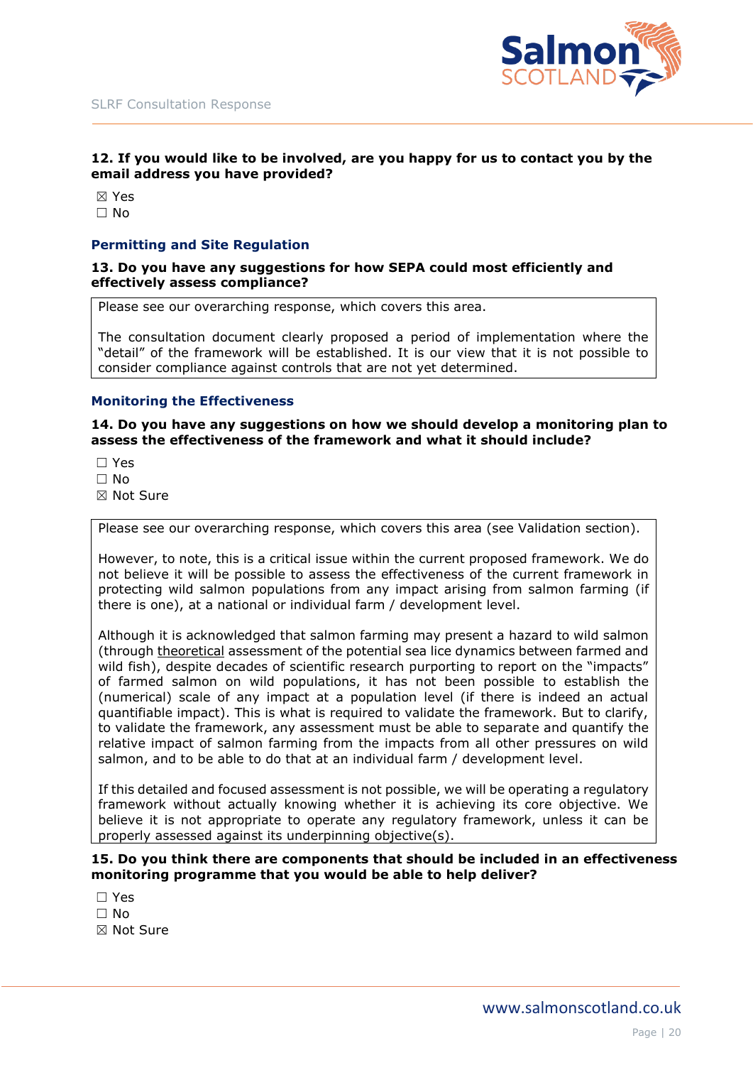**12. If you would like to be involved, are you happy for us to contact you by the email address you have provided?**

☒ Yes
☐ No

### Permitting and Site Regulation

**13. Do you have any suggestions for how SEPA could most efficiently and effectively assess compliance?**

Please see our overarching response, which covers this area.

The consultation document clearly proposed a period of implementation where the "detail" of the framework will be established. It is our view that it is not possible to consider compliance against controls that are not yet determined.

### Monitoring the Effectiveness

**14. Do you have any suggestions on how we should develop a monitoring plan to assess the effectiveness of the framework and what it should include?**

☐ Yes
☐ No
☒ Not Sure

Please see our overarching response, which covers this area (see Validation section).

However, to note, this is a critical issue within the current proposed framework. We do not believe it will be possible to assess the effectiveness of the current framework in protecting wild salmon populations from any impact arising from salmon farming (if there is one), at a national or individual farm / development level.

Although it is acknowledged that salmon farming may present a hazard to wild salmon (through theoretical assessment of the potential sea lice dynamics between farmed and wild fish), despite decades of scientific research purporting to report on the "impacts" of farmed salmon on wild populations, it has not been possible to establish the (numerical) scale of any impact at a population level (if there is indeed an actual quantifiable impact). This is what is required to validate the framework. But to clarify, to validate the framework, any assessment must be able to separate and quantify the relative impact of salmon farming from the impacts from all other pressures on wild salmon, and to be able to do that at an individual farm / development level.

If this detailed and focused assessment is not possible, we will be operating a regulatory framework without actually knowing whether it is achieving its core objective. We believe it is not appropriate to operate any regulatory framework, unless it can be properly assessed against its underpinning objective(s).

**15. Do you think there are components that should be included in an effectiveness monitoring programme that you would be able to help deliver?**

☐ Yes
☐ No
☒ Not Sure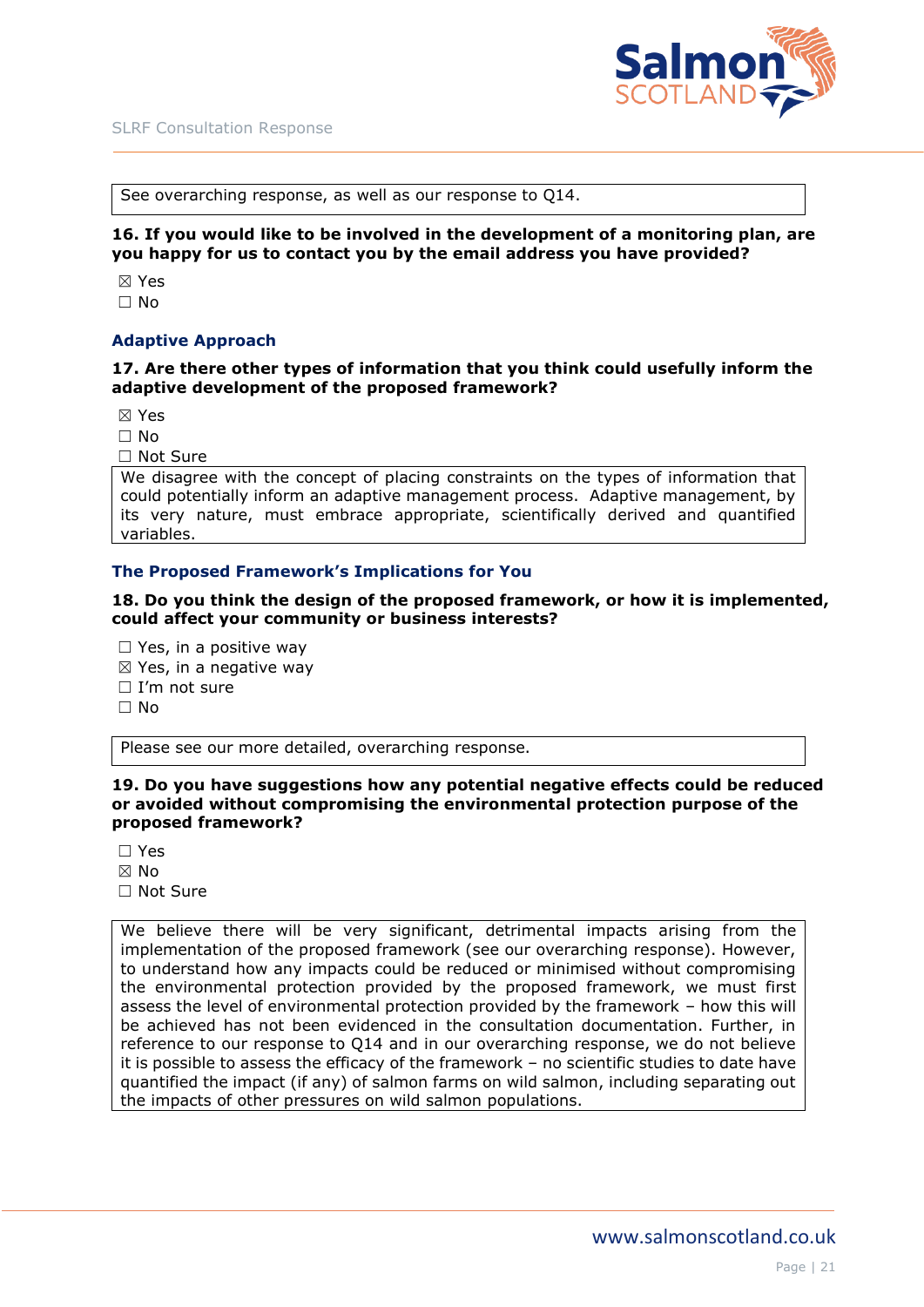See overarching response, as well as our response to Q14.

**16. If you would like to be involved in the development of a monitoring plan, are you happy for us to contact you by the email address you have provided?**

☒ Yes
☐ No

### Adaptive Approach

**17. Are there other types of information that you think could usefully inform the adaptive development of the proposed framework?**

☒ Yes
☐ No
☐ Not Sure

We disagree with the concept of placing constraints on the types of information that could potentially inform an adaptive management process. Adaptive management, by its very nature, must embrace appropriate, scientifically derived and quantified variables.

### The Proposed Framework's Implications for You

**18. Do you think the design of the proposed framework, or how it is implemented, could affect your community or business interests?**

☐ Yes, in a positive way
☒ Yes, in a negative way
☐ I'm not sure
☐ No

Please see our more detailed, overarching response.

**19. Do you have suggestions how any potential negative effects could be reduced or avoided without compromising the environmental protection purpose of the proposed framework?**

☐ Yes
☒ No
☐ Not Sure

We believe there will be very significant, detrimental impacts arising from the implementation of the proposed framework (see our overarching response). However, to understand how any impacts could be reduced or minimised without compromising the environmental protection provided by the proposed framework, we must first assess the level of environmental protection provided by the framework – how this will be achieved has not been evidenced in the consultation documentation. Further, in reference to our response to Q14 and in our overarching response, we do not believe it is possible to assess the efficacy of the framework – no scientific studies to date have quantified the impact (if any) of salmon farms on wild salmon, including separating out the impacts of other pressures on wild salmon populations.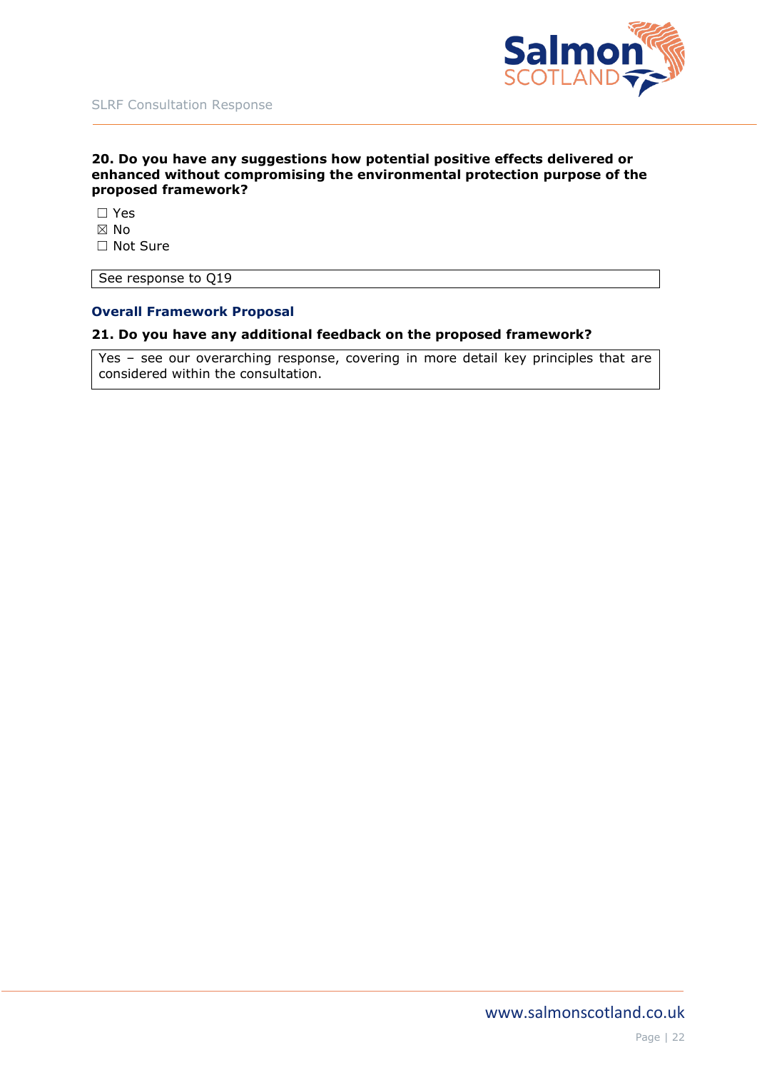**20. Do you have any suggestions how potential positive effects delivered or enhanced without compromising the environmental protection purpose of the proposed framework?**

☐ Yes
☒ No
☐ Not Sure

| |
|---|
| See response to Q19 |

### Overall Framework Proposal

**21. Do you have any additional feedback on the proposed framework?**

| |
|---|
| Yes – see our overarching response, covering in more detail key principles that are considered within the consultation. |